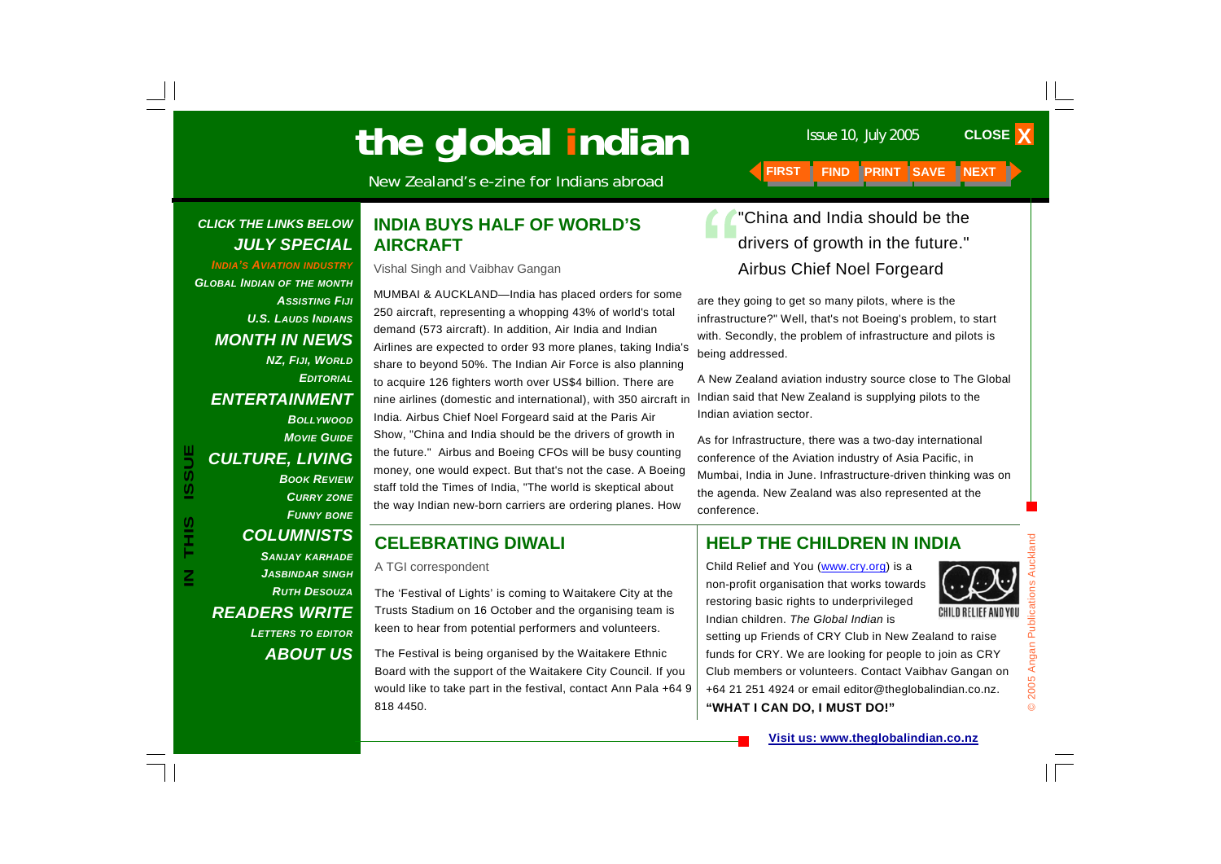# the global indian

New Zealand's e-zine for Indians abroad

Issue 10, July 2005

FIRST FIND PRINT SAVE NEXT CLOSE X

**IN THIS ISSUE**

***CLICK THE LINKS BELOW***

***JULY SPECIAL***

*INDIA'S AVIATION INDUSTRY*

*GLOBAL INDIAN OF THE MONTH*

*ASSISTING FIJI*

*U.S. LAUDS INDIANS*

***MONTH IN NEWS***

*NZ, FIJI, WORLD*

*EDITORIAL*

***ENTERTAINMENT***

*BOLLYWOOD*

*MOVIE GUIDE*

***CULTURE, LIVING***

*BOOK REVIEW*

*CURRY ZONE*

*FUNNY BONE*

***COLUMNISTS***

*SANJAY KARHADE*

*JASBINDAR SINGH*

*RUTH DESOUZA*

***READERS WRITE***

*LETTERS TO EDITOR*

***ABOUT US***

## INDIA BUYS HALF OF WORLD'S AIRCRAFT

Vishal Singh and Vaibhav Gangan

MUMBAI & AUCKLAND—India has placed orders for some 250 aircraft, representing a whopping 43% of world's total demand (573 aircraft). In addition, Air India and Indian Airlines are expected to order 93 more planes, taking India's share to beyond 50%. The Indian Air Force is also planning to acquire 126 fighters worth over US$4 billion. There are nine airlines (domestic and international), with 350 aircraft in India. Airbus Chief Noel Forgeard said at the Paris Air Show, "China and India should be the drivers of growth in the future." Airbus and Boeing CFOs will be busy counting money, one would expect. But that's not the case. A Boeing staff told the Times of India, "The world is skeptical about the way Indian new-born carriers are ordering planes. How are they going to get so many pilots, where is the infrastructure?" Well, that's not Boeing's problem, to start with. Secondly, the problem of infrastructure and pilots is being addressed.

> "China and India should be the drivers of growth in the future."
> Airbus Chief Noel Forgeard

A New Zealand aviation industry source close to The Global Indian said that New Zealand is supplying pilots to the Indian aviation sector.

As for Infrastructure, there was a two-day international conference of the Aviation industry of Asia Pacific, in Mumbai, India in June. Infrastructure-driven thinking was on the agenda. New Zealand was also represented at the conference.

## CELEBRATING DIWALI

A TGI correspondent

The 'Festival of Lights' is coming to Waitakere City at the Trusts Stadium on 16 October and the organising team is keen to hear from potential performers and volunteers.

The Festival is being organised by the Waitakere Ethnic Board with the support of the Waitakere City Council. If you would like to take part in the festival, contact Ann Pala +64 9 818 4450.

## HELP THE CHILDREN IN INDIA

Child Relief and You (www.cry.org) is a non-profit organisation that works towards restoring basic rights to underprivileged Indian children. *The Global Indian* is setting up Friends of CRY Club in New Zealand to raise funds for CRY. We are looking for people to join as CRY Club members or volunteers. Contact Vaibhav Gangan on +64 21 251 4924 or email editor@theglobalindian.co.nz.

**"WHAT I CAN DO, I MUST DO!"**

CHILD RELIEF AND YOU

**Visit us: www.theglobalindian.co.nz**

© 2005 Angan Publications Auckland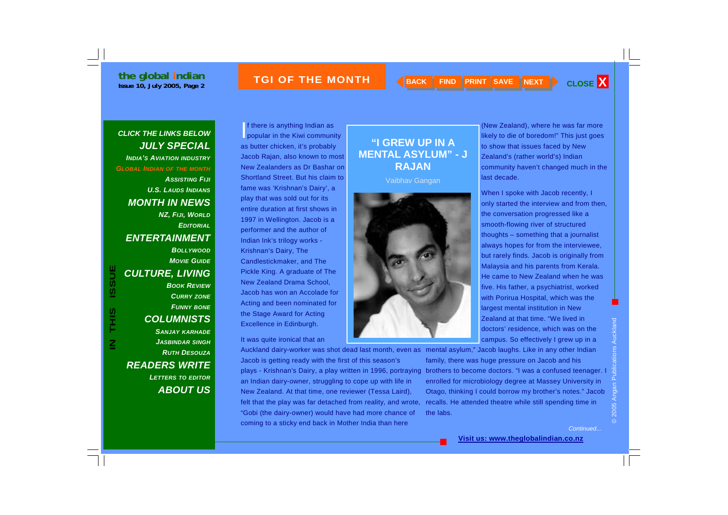## TGI OF THE MONTH

**CLICK THE LINKS BELOW**

**JULY SPECIAL**
- India's Aviation Industry
- Global Indian of the Month
- Assisting Fiji
- U.S. Lauds Indians

**MONTH IN NEWS**
- NZ, Fiji, World
- Editorial

**ENTERTAINMENT**
- Bollywood
- Movie Guide

**CULTURE, LIVING**
- Book Review
- Curry Zone
- Funny Bone

**COLUMNISTS**
- Sanjay Karhade
- Jasbindar Singh
- Ruth Desouza

**READERS WRITE**
- Letters to Editor

**ABOUT US**

# "I GREW UP IN A MENTAL ASYLUM" - J RAJAN

Vaibhav Gangan

If there is anything Indian as popular in the Kiwi community as butter chicken, it's probably Jacob Rajan, also known to most New Zealanders as Dr Bashar on Shortland Street. But his claim to fame was 'Krishnan's Dairy', a play that was sold out for its entire duration at first shows in 1997 in Wellington. Jacob is a performer and the author of Indian Ink's trilogy works - Krishnan's Dairy, The Candlestickmaker, and The Pickle King. A graduate of The New Zealand Drama School, Jacob has won an Accolade for Acting and been nominated for the Stage Award for Acting Excellence in Edinburgh.

It was quite ironical that an Auckland dairy-worker was shot dead last month, even as Jacob is getting ready with the first of this season's plays - Krishnan's Dairy, a play written in 1996, portraying an Indian dairy-owner, struggling to cope up with life in New Zealand. At that time, one reviewer (Tessa Laird), felt that the play was far detached from reality, and wrote, "Gobi (the dairy-owner) would have had more chance of coming to a sticky end back in Mother India than here (New Zealand), where he was far more likely to die of boredom!" This just goes to show that issues faced by New Zealand's (rather world's) Indian community haven't changed much in the last decade.

When I spoke with Jacob recently, I only started the interview and from then, the conversation progressed like a smooth-flowing river of structured thoughts – something that a journalist always hopes for from the interviewee, but rarely finds. Jacob is originally from Malaysia and his parents from Kerala. He came to New Zealand when he was five. His father, a psychiatrist, worked with Porirua Hospital, which was the largest mental institution in New Zealand at that time. "We lived in doctors' residence, which was on the campus. So effectively I grew up in a mental asylum," Jacob laughs. Like in any other Indian family, there was huge pressure on Jacob and his brothers to become doctors. "I was a confused teenager. I enrolled for microbiology degree at Massey University in Otago, thinking I could borrow my brother's notes." Jacob recalls. He attended theatre while still spending time in the labs.

*Continued...*

Visit us: www.theglobalindian.co.nz

© 2005 Angan Publications Auckland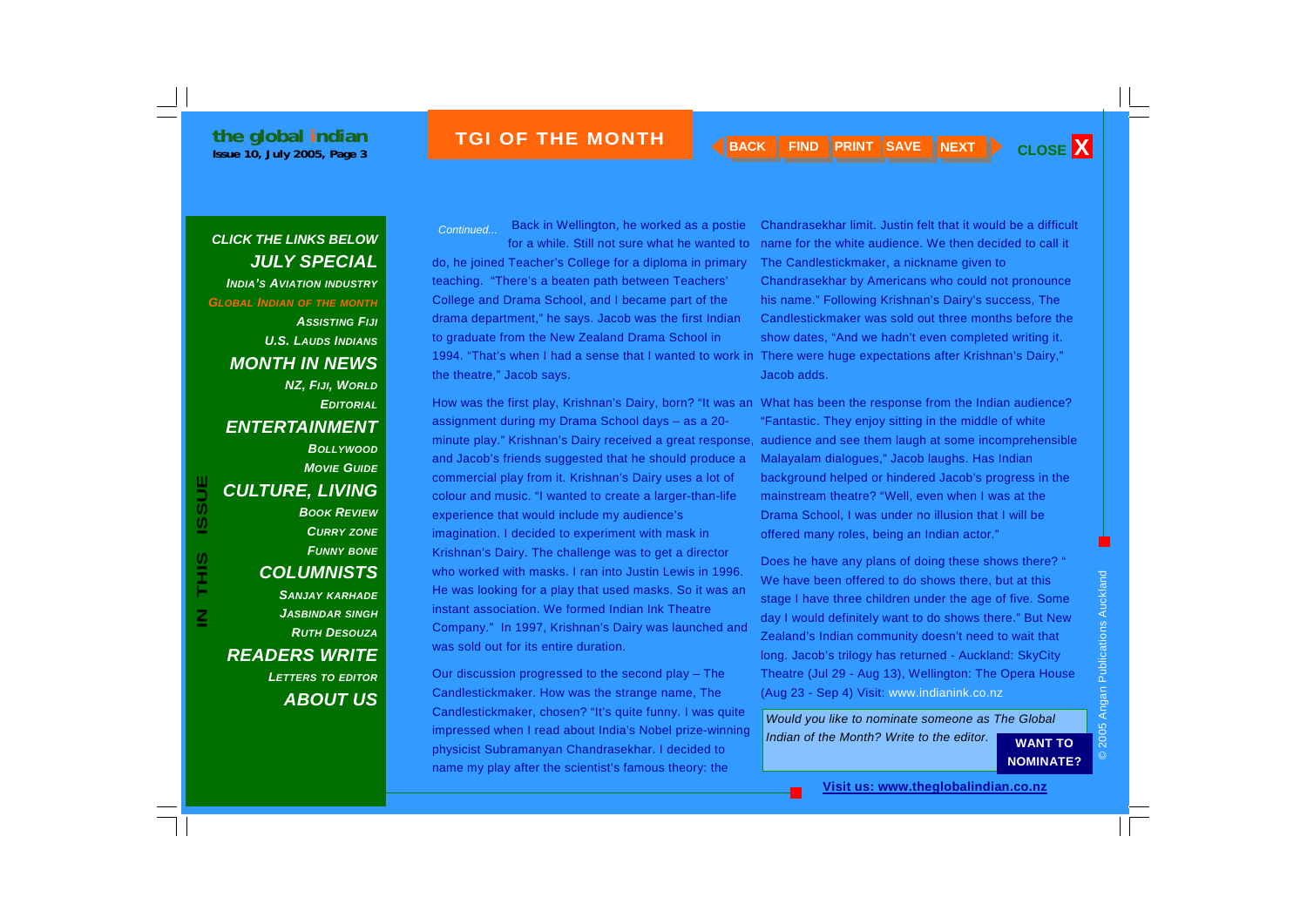## TGI OF THE MONTH

*Continued...* Back in Wellington, he worked as a postie for a while. Still not sure what he wanted to do, he joined Teacher's College for a diploma in primary teaching. "There's a beaten path between Teachers' College and Drama School, and I became part of the drama department," he says. Jacob was the first Indian to graduate from the New Zealand Drama School in 1994. "That's when I had a sense that I wanted to work in the theatre," Jacob says.

How was the first play, Krishnan's Dairy, born? "It was an assignment during my Drama School days – as a 20-minute play." Krishnan's Dairy received a great response, and Jacob's friends suggested that he should produce a commercial play from it. Krishnan's Dairy uses a lot of colour and music. "I wanted to create a larger-than-life experience that would include my audience's imagination. I decided to experiment with mask in Krishnan's Dairy. The challenge was to get a director who worked with masks. I ran into Justin Lewis in 1996. He was looking for a play that used masks. So it was an instant association. We formed Indian Ink Theatre Company." In 1997, Krishnan's Dairy was launched and was sold out for its entire duration.

Our discussion progressed to the second play – The Candlestickmaker. How was the strange name, The Candlestickmaker, chosen? "It's quite funny. I was quite impressed when I read about India's Nobel prize-winning physicist Subramanyan Chandrasekhar. I decided to name my play after the scientist's famous theory: the Chandrasekhar limit. Justin felt that it would be a difficult name for the white audience. We then decided to call it The Candlestickmaker, a nickname given to Chandrasekhar by Americans who could not pronounce his name." Following Krishnan's Dairy's success, The Candlestickmaker was sold out three months before the show dates, "And we hadn't even completed writing it. There were huge expectations after Krishnan's Dairy," Jacob adds.

What has been the response from the Indian audience? "Fantastic. They enjoy sitting in the middle of white audience and see them laugh at some incomprehensible Malayalam dialogues," Jacob laughs. Has Indian background helped or hindered Jacob's progress in the mainstream theatre? "Well, even when I was at the Drama School, I was under no illusion that I will be offered many roles, being an Indian actor."

Does he have any plans of doing these shows there? " We have been offered to do shows there, but at this stage I have three children under the age of five. Some day I would definitely want to do shows there." But New Zealand's Indian community doesn't need to wait that long. Jacob's trilogy has returned - Auckland: SkyCity Theatre (Jul 29 - Aug 13), Wellington: The Opera House (Aug 23 - Sep 4) Visit: www.indianink.co.nz

*Would you like to nominate someone as The Global Indian of the Month? Write to the editor.* **WANT TO NOMINATE?**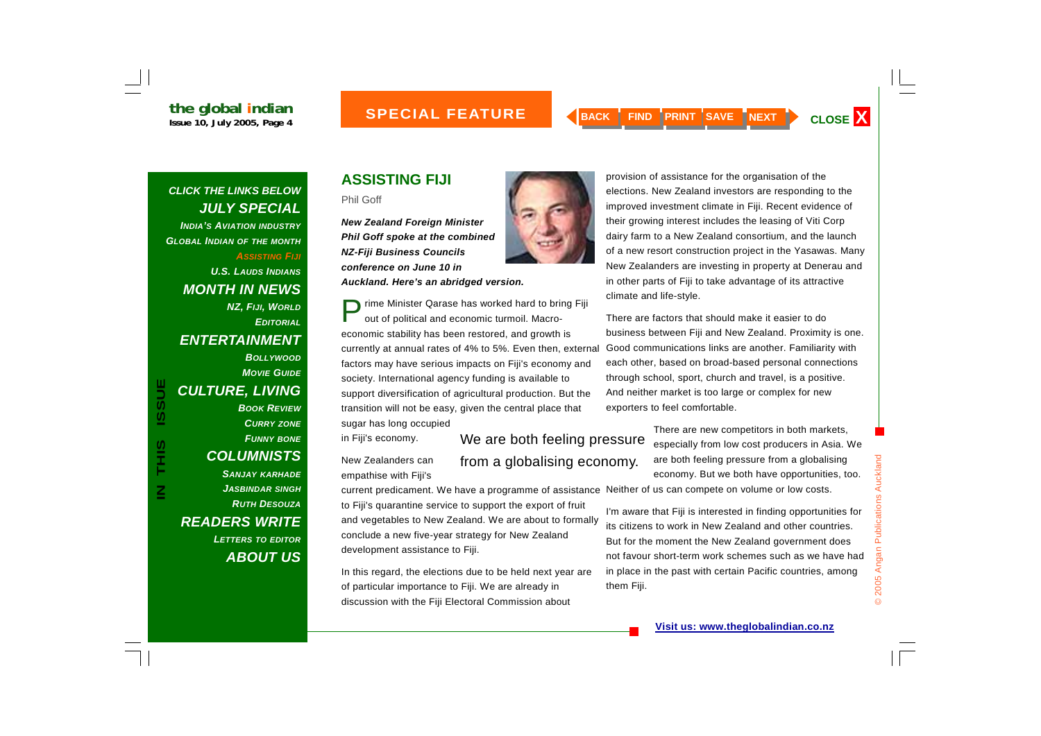## ASSISTING FIJI

Phil Goff

***New Zealand Foreign Minister Phil Goff spoke at the combined NZ-Fiji Business Councils conference on June 10 in Auckland. Here's an abridged version.***

Prime Minister Qarase has worked hard to bring Fiji out of political and economic turmoil. Macro-economic stability has been restored, and growth is currently at annual rates of 4% to 5%. Even then, external factors may have serious impacts on Fiji's economy and society. International agency funding is available to support diversification of agricultural production. But the transition will not be easy, given the central place that sugar has long occupied in Fiji's economy.

New Zealanders can empathise with Fiji's current predicament. We have a programme of assistance to Fiji's quarantine service to support the export of fruit and vegetables to New Zealand. We are about to formally conclude a new five-year strategy for New Zealand development assistance to Fiji.

In this regard, the elections due to be held next year are of particular importance to Fiji. We are already in discussion with the Fiji Electoral Commission about provision of assistance for the organisation of the elections. New Zealand investors are responding to the improved investment climate in Fiji. Recent evidence of their growing interest includes the leasing of Viti Corp dairy farm to a New Zealand consortium, and the launch of a new resort construction project in the Yasawas. Many New Zealanders are investing in property at Denerau and in other parts of Fiji to take advantage of its attractive climate and life-style.

There are factors that should make it easier to do business between Fiji and New Zealand. Proximity is one. Good communications links are another. Familiarity with each other, based on broad-based personal connections through school, sport, church and travel, is a positive. And neither market is too large or complex for new exporters to feel comfortable.

> We are both feeling pressure from a globalising economy.

There are new competitors in both markets, especially from low cost producers in Asia. We are both feeling pressure from a globalising economy. But we both have opportunities, too. Neither of us can compete on volume or low costs.

I'm aware that Fiji is interested in finding opportunities for its citizens to work in New Zealand and other countries. But for the moment the New Zealand government does not favour short-term work schemes such as we have had in place in the past with certain Pacific countries, among them Fiji.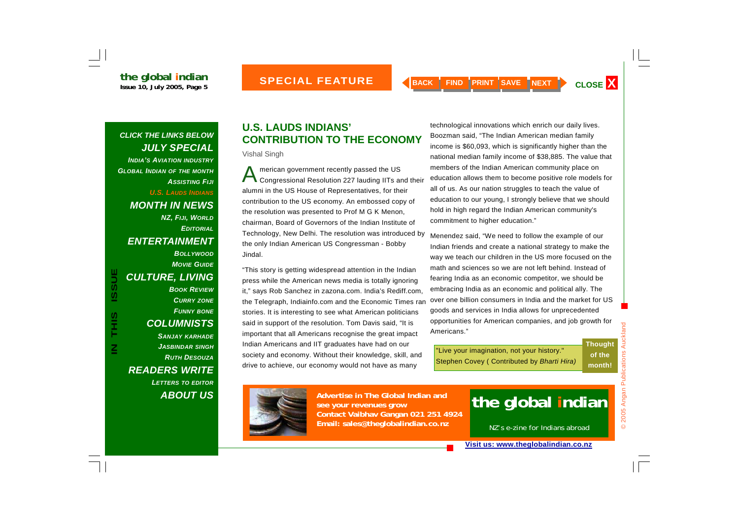## U.S. LAUDS INDIANS' CONTRIBUTION TO THE ECONOMY

Vishal Singh

American government recently passed the US Congressional Resolution 227 lauding IITs and their alumni in the US House of Representatives, for their contribution to the US economy. An embossed copy of the resolution was presented to Prof M G K Menon, chairman, Board of Governors of the Indian Institute of Technology, New Delhi. The resolution was introduced by the only Indian American US Congressman - Bobby Jindal.

"This story is getting widespread attention in the Indian press while the American news media is totally ignoring it," says Rob Sanchez in zazona.com. India's Rediff.com, the Telegraph, Indiainfo.com and the Economic Times ran stories. It is interesting to see what American politicians said in support of the resolution. Tom Davis said, "It is important that all Americans recognise the great impact Indian Americans and IIT graduates have had on our society and economy. Without their knowledge, skill, and drive to achieve, our economy would not have as many technological innovations which enrich our daily lives.

Boozman said, "The Indian American median family income is $60,093, which is significantly higher than the national median family income of $38,885. The value that members of the Indian American community place on education allows them to become positive role models for all of us. As our nation struggles to teach the value of education to our young, I strongly believe that we should hold in high regard the Indian American community's commitment to higher education."

Menendez said, "We need to follow the example of our Indian friends and create a national strategy to make the way we teach our children in the US more focused on the math and sciences so we are not left behind. Instead of fearing India as an economic competitor, we should be embracing India as an economic and political ally. The over one billion consumers in India and the market for US goods and services in India allows for unprecedented opportunities for American companies, and job growth for Americans."

**Thought of the month!**

"Live your imagination, not your history." Stephen Covey ( Contributed by *Bharti Hira)*

**Advertise in The Global Indian and see your revenues grow**
**Contact Vaibhav Gangan 021 251 4924**
**Email: sales@theglobalindian.co.nz**

**the global indian**
NZ's e-zine for Indians abroad

**Visit us: www.theglobalindian.co.nz**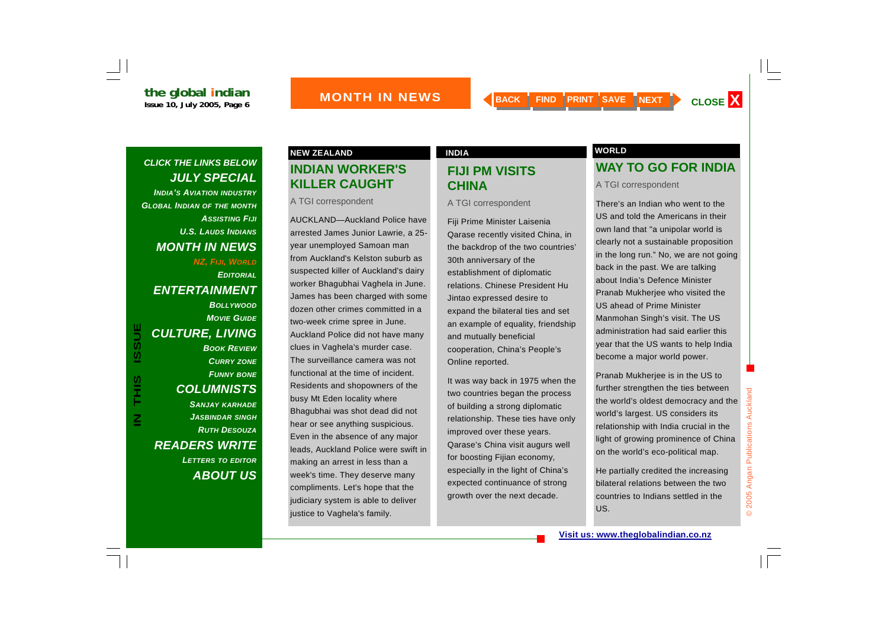## MONTH IN NEWS

**CLICK THE LINKS BELOW**

**JULY SPECIAL**
- INDIA'S AVIATION INDUSTRY
- GLOBAL INDIAN OF THE MONTH
- ASSISTING FIJI
- U.S. LAUDS INDIANS

**MONTH IN NEWS**
- NZ, FIJI, WORLD
- EDITORIAL

**ENTERTAINMENT**
- BOLLYWOOD
- MOVIE GUIDE

**CULTURE, LIVING**
- BOOK REVIEW
- CURRY ZONE
- FUNNY BONE

**COLUMNISTS**
- SANJAY KARHADE
- JASBINDAR SINGH
- RUTH DESOUZA

**READERS WRITE**
- LETTERS TO EDITOR

**ABOUT US**

**NEW ZEALAND**

### INDIAN WORKER'S KILLER CAUGHT

A TGI correspondent

AUCKLAND—Auckland Police have arrested James Junior Lawrie, a 25-year unemployed Samoan man from Auckland's Kelston suburb as suspected killer of Auckland's dairy worker Bhagubhai Vaghela in June. James has been charged with some dozen other crimes committed in a two-week crime spree in June. Auckland Police did not have many clues in Vaghela's murder case. The surveillance camera was not functional at the time of incident. Residents and shopowners of the busy Mt Eden locality where Bhagubhai was shot dead did not hear or see anything suspicious. Even in the absence of any major leads, Auckland Police were swift in making an arrest in less than a week's time. They deserve many compliments. Let's hope that the judiciary system is able to deliver justice to Vaghela's family.

**INDIA**

### FIJI PM VISITS CHINA

A TGI correspondent

Fiji Prime Minister Laisenia Qarase recently visited China, in the backdrop of the two countries' 30th anniversary of the establishment of diplomatic relations. Chinese President Hu Jintao expressed desire to expand the bilateral ties and set an example of equality, friendship and mutually beneficial cooperation, China's People's Online reported.

It was way back in 1975 when the two countries began the process of building a strong diplomatic relationship. These ties have only improved over these years. Qarase's China visit augurs well for boosting Fijian economy, especially in the light of China's expected continuance of strong growth over the next decade.

**WORLD**

### WAY TO GO FOR INDIA

A TGI correspondent

There's an Indian who went to the US and told the Americans in their own land that "a unipolar world is clearly not a sustainable proposition in the long run." No, we are not going back in the past. We are talking about India's Defence Minister Pranab Mukherjee who visited the US ahead of Prime Minister Manmohan Singh's visit. The US administration had said earlier this year that the US wants to help India become a major world power.

Pranab Mukherjee is in the US to further strengthen the ties between the world's oldest democracy and the world's largest. US considers its relationship with India crucial in the light of growing prominence of China on the world's eco-political map.

He partially credited the increasing bilateral relations between the two countries to Indians settled in the US.

Visit us: www.theglobalindian.co.nz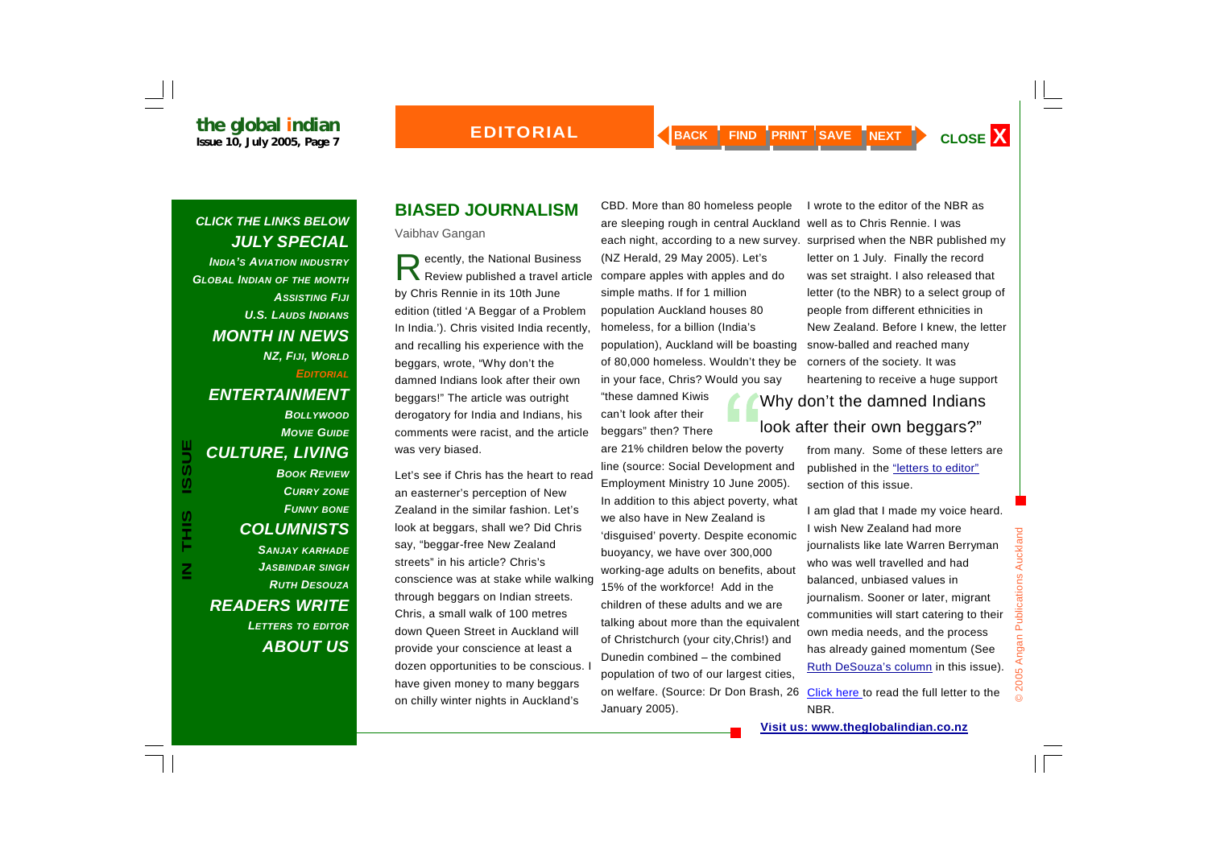## BIASED JOURNALISM

Vaibhav Gangan

Recently, the National Business Review published a travel article by Chris Rennie in its 10th June edition (titled 'A Beggar of a Problem In India.'). Chris visited India recently, and recalling his experience with the beggars, wrote, "Why don't the damned Indians look after their own beggars!" The article was outright derogatory for India and Indians, his comments were racist, and the article was very biased.

Let's see if Chris has the heart to read an easterner's perception of New Zealand in the similar fashion. Let's look at beggars, shall we? Did Chris say, "beggar-free New Zealand streets" in his article? Chris's conscience was at stake while walking through beggars on Indian streets. Chris, a small walk of 100 metres down Queen Street in Auckland will provide your conscience at least a dozen opportunities to be conscious. I have given money to many beggars on chilly winter nights in Auckland's CBD. More than 80 homeless people are sleeping rough in central Auckland each night, according to a new survey. (NZ Herald, 29 May 2005). Let's compare apples with apples and do simple maths. If for 1 million population Auckland houses 80 homeless, for a billion (India's population), Auckland will be boasting of 80,000 homeless. Wouldn't they be in your face, Chris? Would you say "these damned Kiwis can't look after their beggars" then? There are 21% children below the poverty line (source: Social Development and Employment Ministry 10 June 2005). In addition to this abject poverty, what we also have in New Zealand is 'disguised' poverty. Despite economic buoyancy, we have over 300,000 working-age adults on benefits, about 15% of the workforce! Add in the children of these adults and we are talking about more than the equivalent of Christchurch (your city,Chris!) and Dunedin combined – the combined population of two of our largest cities, on welfare. (Source: Dr Don Brash, 26 January 2005).

> "Why don't the damned Indians look after their own beggars?"

I wrote to the editor of the NBR as well as to Chris Rennie. I was surprised when the NBR published my letter on 1 July. Finally the record was set straight. I also released that letter (to the NBR) to a select group of people from different ethnicities in New Zealand. Before I knew, the letter snow-balled and reached many corners of the society. It was heartening to receive a huge support from many. Some of these letters are published in the "letters to editor" section of this issue.

I am glad that I made my voice heard. I wish New Zealand had more journalists like late Warren Berryman who was well travelled and had balanced, unbiased values in journalism. Sooner or later, migrant communities will start catering to their own media needs, and the process has already gained momentum (See Ruth DeSouza's column in this issue).

Click here to read the full letter to the NBR.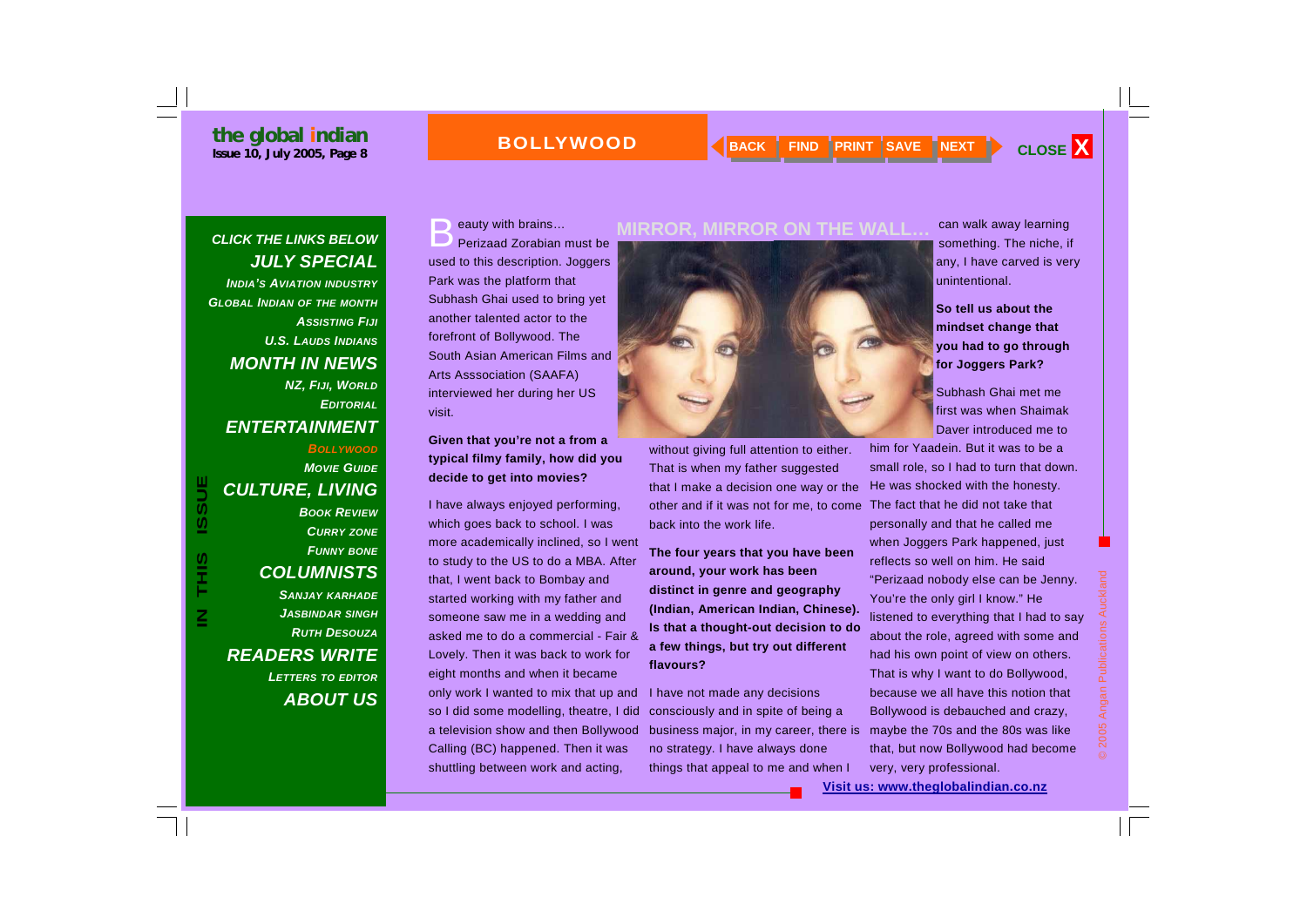## MIRROR, MIRROR ON THE WALL…

Beauty with brains… Perizaad Zorabian must be used to this description. Joggers Park was the platform that Subhash Ghai used to bring yet another talented actor to the forefront of Bollywood. The South Asian American Films and Arts Asssociation (SAAFA) interviewed her during her US visit.

**Given that you're not a from a typical filmy family, how did you decide to get into movies?**

I have always enjoyed performing, which goes back to school. I was more academically inclined, so I went to study to the US to do a MBA. After that, I went back to Bombay and started working with my father and someone saw me in a wedding and asked me to do a commercial - Fair & Lovely. Then it was back to work for eight months and when it became only work I wanted to mix that up and so I did some modelling, theatre, I did a television show and then Bollywood Calling (BC) happened. Then it was shuttling between work and acting, without giving full attention to either. That is when my father suggested that I make a decision one way or the other and if it was not for me, to come back into the work life.

**The four years that you have been around, your work has been distinct in genre and geography (Indian, American Indian, Chinese). Is that a thought-out decision to do a few things, but try out different flavours?**

I have not made any decisions consciously and in spite of being a business major, in my career, there is no strategy. I have always done things that appeal to me and when I can walk away learning something. The niche, if any, I have carved is very unintentional.

**So tell us about the mindset change that you had to go through for Joggers Park?**

Subhash Ghai met me first was when Shaimak Daver introduced me to him for Yaadein. But it was to be a small role, so I had to turn that down. He was shocked with the honesty. The fact that he did not take that personally and that he called me when Joggers Park happened, just reflects so well on him. He said "Perizaad nobody else can be Jenny. You're the only girl I know." He listened to everything that I had to say about the role, agreed with some and had his own point of view on others. That is why I want to do Bollywood, because we all have this notion that Bollywood is debauched and crazy, maybe the 70s and the 80s was like that, but now Bollywood had become very, very professional.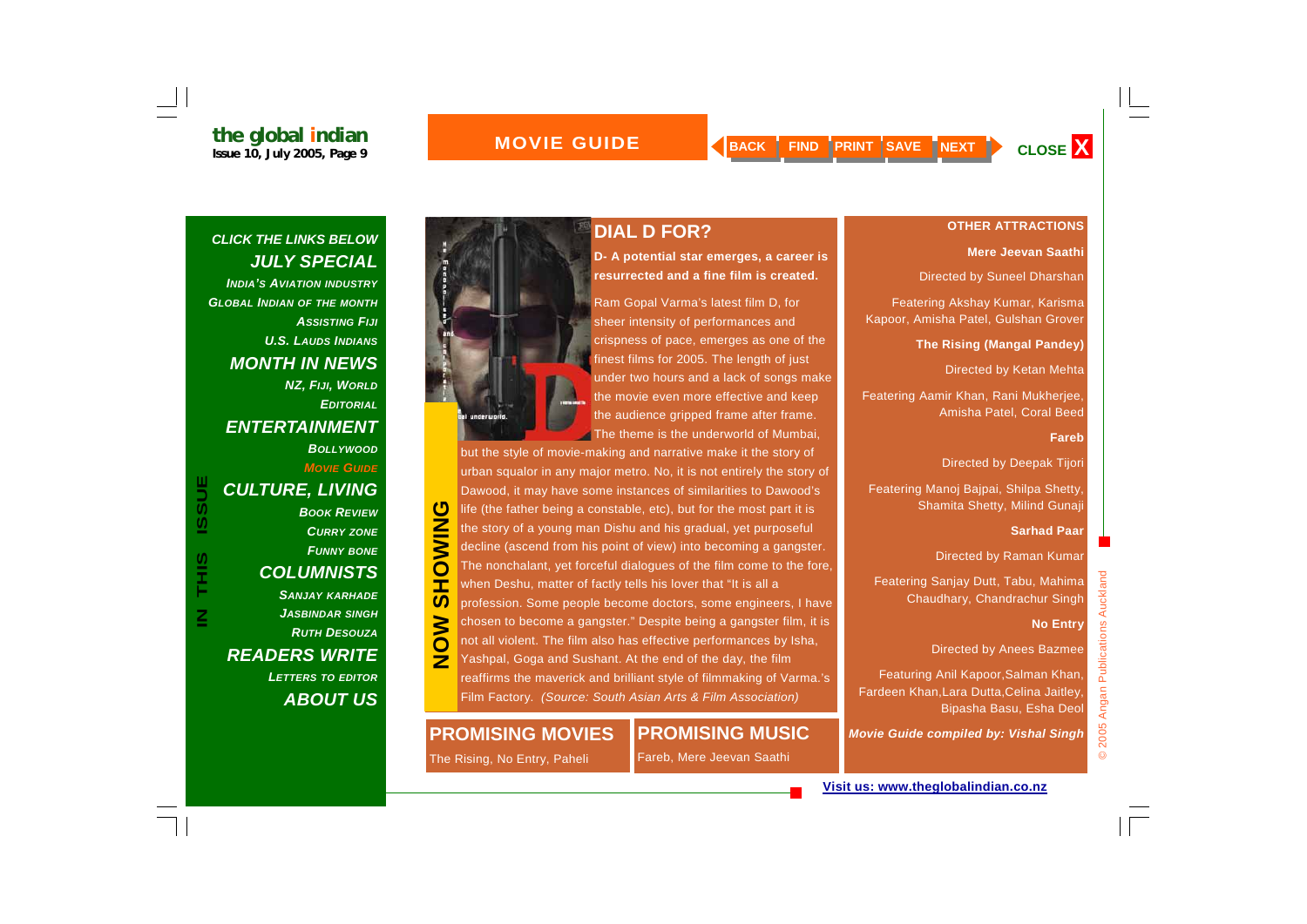# MOVIE GUIDE

## NOW SHOWING

## DIAL D FOR?

**D- A potential star emerges, a career is resurrected and a fine film is created.**

Ram Gopal Varma's latest film D, for sheer intensity of performances and crispness of pace, emerges as one of the finest films for 2005. The length of just under two hours and a lack of songs make the movie even more effective and keep the audience gripped frame after frame. The theme is the underworld of Mumbai, but the style of movie-making and narrative make it the story of urban squalor in any major metro. No, it is not entirely the story of Dawood, it may have some instances of similarities to Dawood's life (the father being a constable, etc), but for the most part it is the story of a young man Dishu and his gradual, yet purposeful decline (ascend from his point of view) into becoming a gangster. The nonchalant, yet forceful dialogues of the film come to the fore, when Deshu, matter of factly tells his lover that "It is all a profession. Some people become doctors, some engineers, I have chosen to become a gangster." Despite being a gangster film, it is not all violent. The film also has effective performances by Isha, Yashpal, Goga and Sushant. At the end of the day, the film reaffirms the maverick and brilliant style of filmmaking of Varma.'s Film Factory. *(Source: South Asian Arts & Film Association)*

## PROMISING MOVIES

The Rising, No Entry, Paheli

## PROMISING MUSIC

Fareb, Mere Jeevan Saathi

## OTHER ATTRACTIONS

**Mere Jeevan Saathi**

Directed by Suneel Dharshan

Featering Akshay Kumar, Karisma Kapoor, Amisha Patel, Gulshan Grover

**The Rising (Mangal Pandey)**

Directed by Ketan Mehta

Featering Aamir Khan, Rani Mukherjee, Amisha Patel, Coral Beed

**Fareb**

Directed by Deepak Tijori

Featering Manoj Bajpai, Shilpa Shetty, Shamita Shetty, Milind Gunaji

**Sarhad Paar**

Directed by Raman Kumar

Featering Sanjay Dutt, Tabu, Mahima Chaudhary, Chandrachur Singh

**No Entry**

Directed by Anees Bazmee

Featuring Anil Kapoor,Salman Khan, Fardeen Khan,Lara Dutta,Celina Jaitley, Bipasha Basu, Esha Deol

***Movie Guide compiled by: Vishal Singh***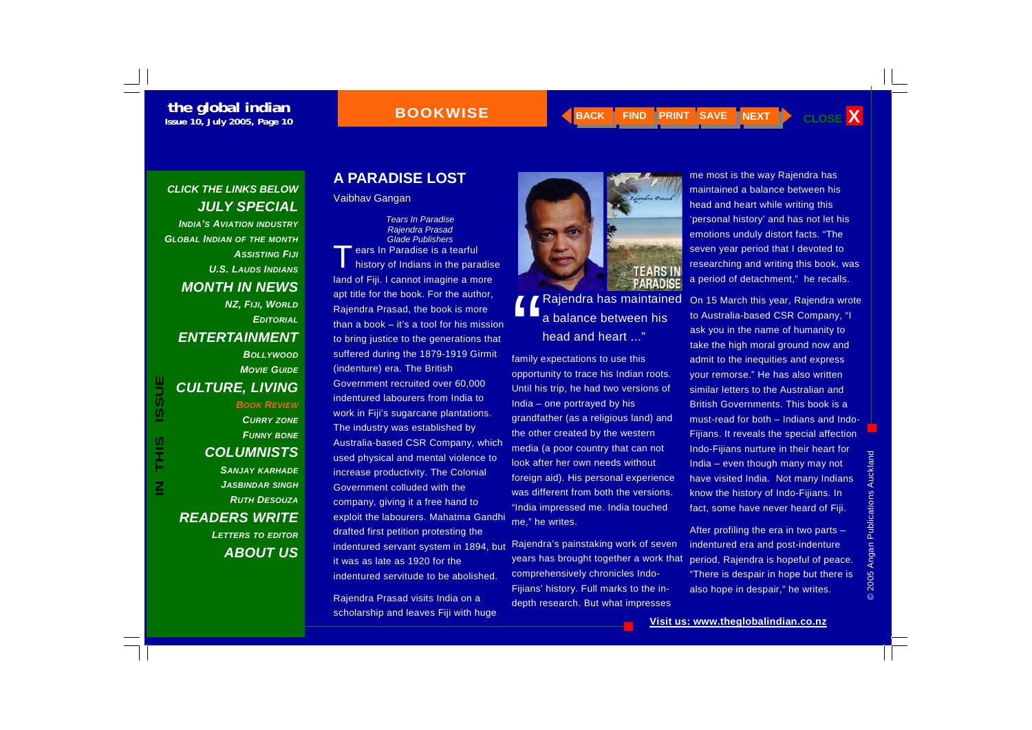## A PARADISE LOST

Vaibhav Gangan

*Tears In Paradise*
*Rajendra Prasad*
*Glade Publishers*

Tears In Paradise is a tearful history of Indians in the paradise land of Fiji. I cannot imagine a more apt title for the book. For the author, Rajendra Prasad, the book is more than a book – it's a tool for his mission to bring justice to the generations that suffered during the 1879-1919 Girmit (indenture) era. The British Government recruited over 60,000 indentured labourers from India to work in Fiji's sugarcane plantations. The industry was established by Australia-based CSR Company, which used physical and mental violence to increase productivity. The Colonial Government colluded with the company, giving it a free hand to exploit the labourers. Mahatma Gandhi drafted first petition protesting the indentured servant system in 1894, but it was as late as 1920 for the indentured servitude to be abolished.

Rajendra Prasad visits India on a scholarship and leaves Fiji with huge family expectations to use this opportunity to trace his Indian roots. Until his trip, he had two versions of India – one portrayed by his grandfather (as a religious land) and the other created by the western media (a poor country that can not look after her own needs without foreign aid). His personal experience was different from both the versions. "India impressed me. India touched me," he writes.

> "Rajendra has maintained a balance between his head and heart ..."

Rajendra's painstaking work of seven years has brought together a work that comprehensively chronicles Indo-Fijians' history. Full marks to the in-depth research. But what impresses me most is the way Rajendra has maintained a balance between his head and heart while writing this 'personal history' and has not let his emotions unduly distort facts. "The seven year period that I devoted to researching and writing this book, was a period of detachment," he recalls.

On 15 March this year, Rajendra wrote to Australia-based CSR Company, "I ask you in the name of humanity to take the high moral ground now and admit to the inequities and express your remorse." He has also written similar letters to the Australian and British Governments. This book is a must-read for both – Indians and Indo-Fijians. It reveals the special affection Indo-Fijians nurture in their heart for India – even though many may not have visited India. Not many Indians know the history of Indo-Fijians. In fact, some have never heard of Fiji.

After profiling the era in two parts – indentured era and post-indenture period, Rajendra is hopeful of peace. "There is despair in hope but there is also hope in despair," he writes.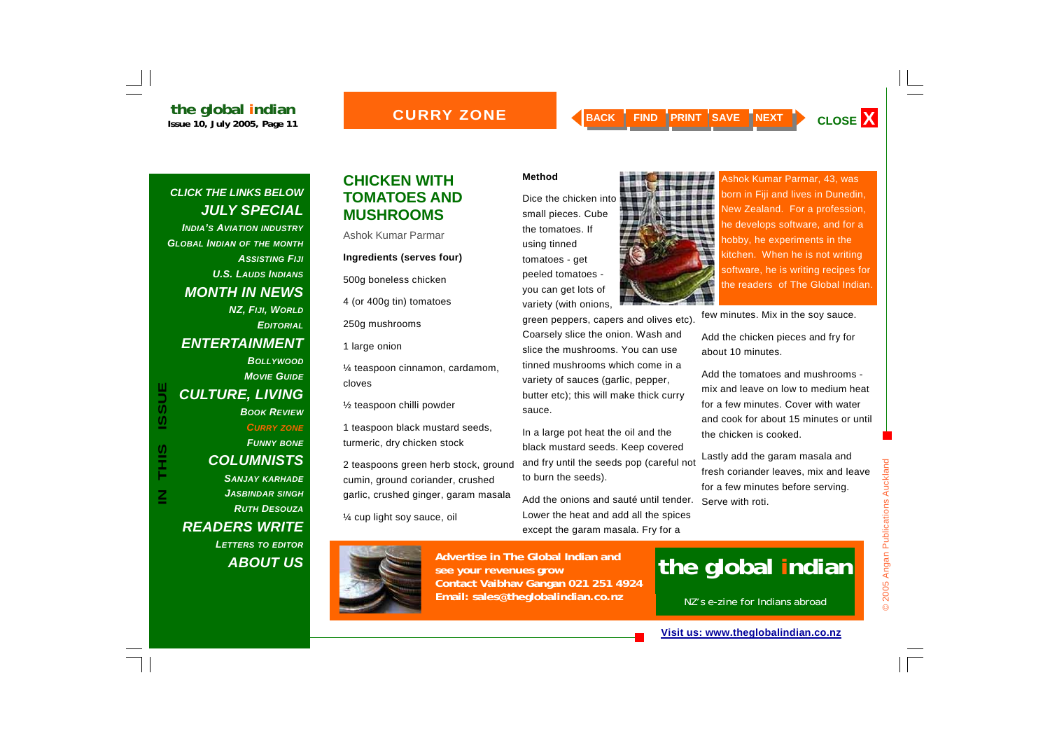# CHICKEN WITH TOMATOES AND MUSHROOMS

Ashok Kumar Parmar

**Ingredients (serves four)**

500g boneless chicken

4 (or 400g tin) tomatoes

250g mushrooms

1 large onion

¼ teaspoon cinnamon, cardamom, cloves

½ teaspoon chilli powder

1 teaspoon black mustard seeds, turmeric, dry chicken stock

2 teaspoons green herb stock, ground cumin, ground coriander, crushed garlic, crushed ginger, garam masala

¼ cup light soy sauce, oil

**Method**

Dice the chicken into small pieces. Cube the tomatoes. If using tinned tomatoes - get peeled tomatoes - you can get lots of variety (with onions, green peppers, capers and olives etc). Coarsely slice the onion. Wash and slice the mushrooms. You can use tinned mushrooms which come in a variety of sauces (garlic, pepper, butter etc); this will make thick curry sauce.

In a large pot heat the oil and the black mustard seeds. Keep covered and fry until the seeds pop (careful not to burn the seeds).

Add the onions and sauté until tender. Lower the heat and add all the spices except the garam masala. Fry for a few minutes. Mix in the soy sauce.

Add the chicken pieces and fry for about 10 minutes.

Add the tomatoes and mushrooms - mix and leave on low to medium heat for a few minutes. Cover with water and cook for about 15 minutes or until the chicken is cooked.

Lastly add the garam masala and fresh coriander leaves, mix and leave for a few minutes before serving. Serve with roti.

Ashok Kumar Parmar, 43, was born in Fiji and lives in Dunedin, New Zealand. For a profession, he develops software, and for a hobby, he experiments in the kitchen. When he is not writing software, he is writing recipes for the readers of The Global Indian.

**Advertise in The Global Indian and see your revenues grow**
**Contact Vaibhav Gangan 021 251 4924**
**Email: sales@theglobalindian.co.nz**

the global indian
NZ's e-zine for Indians abroad

Visit us: www.theglobalindian.co.nz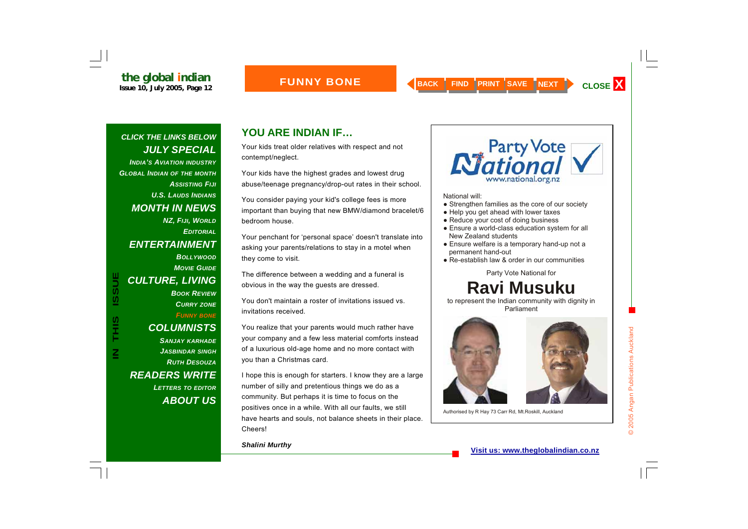## YOU ARE INDIAN IF…

Your kids treat older relatives with respect and not contempt/neglect.

Your kids have the highest grades and lowest drug abuse/teenage pregnancy/drop-out rates in their school.

You consider paying your kid's college fees is more important than buying that new BMW/diamond bracelet/6 bedroom house.

Your penchant for 'personal space' doesn't translate into asking your parents/relations to stay in a motel when they come to visit.

The difference between a wedding and a funeral is obvious in the way the guests are dressed.

You don't maintain a roster of invitations issued vs. invitations received.

You realize that your parents would much rather have your company and a few less material comforts instead of a luxurious old-age home and no more contact with you than a Christmas card.

I hope this is enough for starters. I know they are a large number of silly and pretentious things we do as a community. But perhaps it is time to focus on the positives once in a while. With all our faults, we still have hearts and souls, not balance sheets in their place. Cheers!

***Shalini Murthy***

---

Party Vote National

www.national.org.nz

National will:

- Strengthen families as the core of our society
- Help you get ahead with lower taxes
- Reduce your cost of doing business
- Ensure a world-class education system for all New Zealand students
- Ensure welfare is a temporary hand-up not a permanent hand-out
- Re-establish law & order in our communities

Party Vote National for

# Ravi Musuku

to represent the Indian community with dignity in Parliament

Authorised by R Hay 73 Carr Rd, Mt.Roskill, Auckland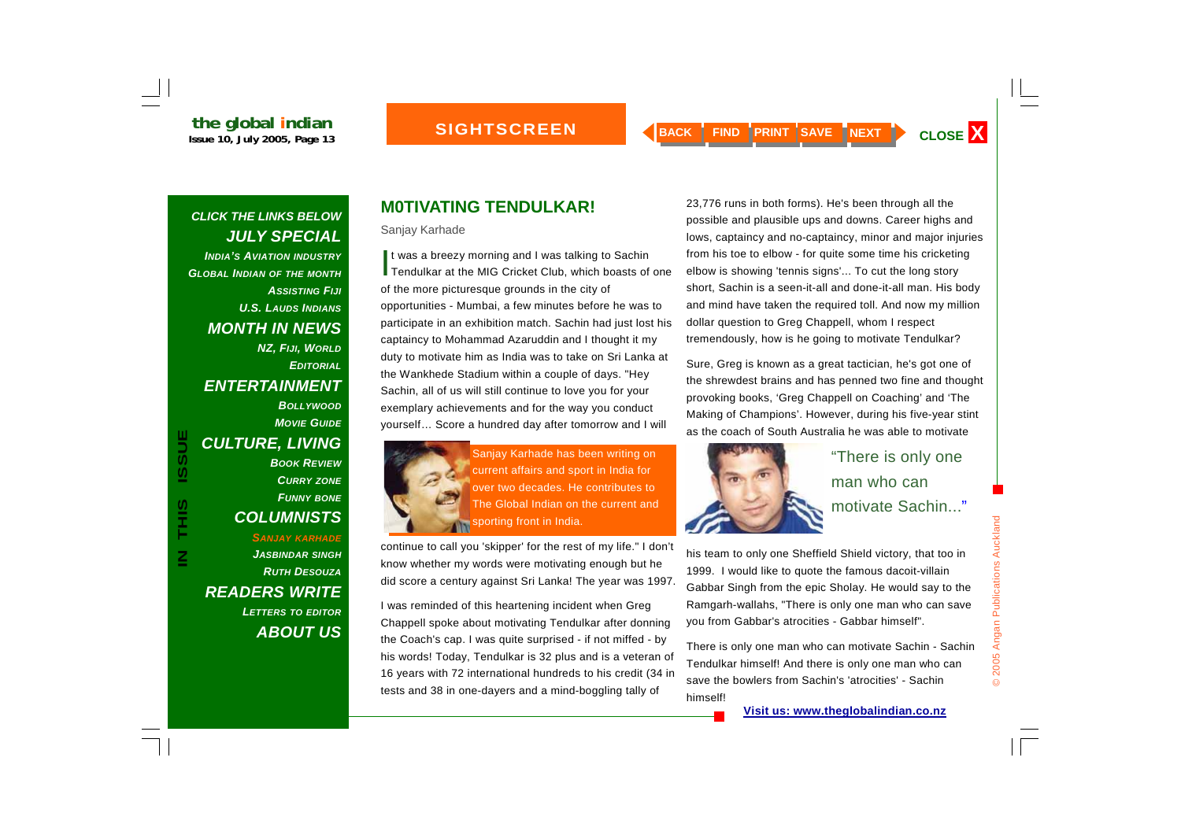# M0TIVATING TENDULKAR!

Sanjay Karhade

It was a breezy morning and I was talking to Sachin Tendulkar at the MIG Cricket Club, which boasts of one of the more picturesque grounds in the city of opportunities - Mumbai, a few minutes before he was to participate in an exhibition match. Sachin had just lost his captaincy to Mohammad Azaruddin and I thought it my duty to motivate him as India was to take on Sri Lanka at the Wankhede Stadium within a couple of days. "Hey Sachin, all of us will still continue to love you for your exemplary achievements and for the way you conduct yourself… Score a hundred day after tomorrow and I will continue to call you 'skipper' for the rest of my life." I don't know whether my words were motivating enough but he did score a century against Sri Lanka! The year was 1997.

Sanjay Karhade has been writing on current affairs and sport in India for over two decades. He contributes to The Global Indian on the current and sporting front in India.

I was reminded of this heartening incident when Greg Chappell spoke about motivating Tendulkar after donning the Coach's cap. I was quite surprised - if not miffed - by his words! Today, Tendulkar is 32 plus and is a veteran of 16 years with 72 international hundreds to his credit (34 in tests and 38 in one-dayers and a mind-boggling tally of 23,776 runs in both forms). He's been through all the possible and plausible ups and downs. Career highs and lows, captaincy and no-captaincy, minor and major injuries from his toe to elbow - for quite some time his cricketing elbow is showing 'tennis signs'... To cut the long story short, Sachin is a seen-it-all and done-it-all man. His body and mind have taken the required toll. And now my million dollar question to Greg Chappell, whom I respect tremendously, how is he going to motivate Tendulkar?

Sure, Greg is known as a great tactician, he's got one of the shrewdest brains and has penned two fine and thought provoking books, 'Greg Chappell on Coaching' and 'The Making of Champions'. However, during his five-year stint as the coach of South Australia he was able to motivate his team to only one Sheffield Shield victory, that too in 1999. I would like to quote the famous dacoit-villain Gabbar Singh from the epic Sholay. He would say to the Ramgarh-wallahs, "There is only one man who can save you from Gabbar's atrocities - Gabbar himself".

"There is only one man who can motivate Sachin..."

There is only one man who can motivate Sachin - Sachin Tendulkar himself! And there is only one man who can save the bowlers from Sachin's 'atrocities' - Sachin himself!

**Visit us: www.theglobalindian.co.nz**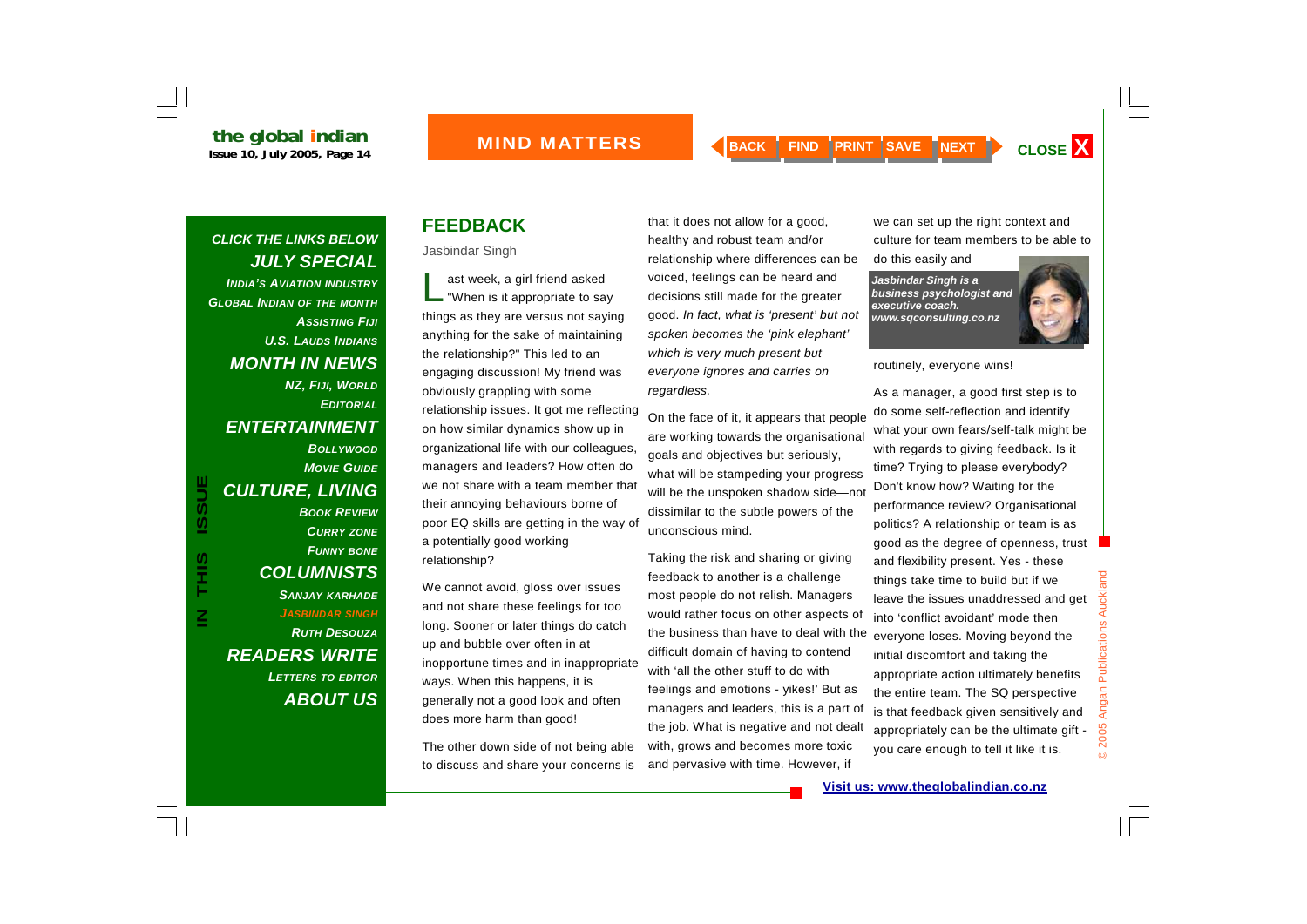## FEEDBACK

Jasbindar Singh

Last week, a girl friend asked "When is it appropriate to say things as they are versus not saying anything for the sake of maintaining the relationship?" This led to an engaging discussion! My friend was obviously grappling with some relationship issues. It got me reflecting on how similar dynamics show up in organizational life with our colleagues, managers and leaders? How often do we not share with a team member that their annoying behaviours borne of poor EQ skills are getting in the way of a potentially good working relationship?

We cannot avoid, gloss over issues and not share these feelings for too long. Sooner or later things do catch up and bubble over often in at inopportune times and in inappropriate ways. When this happens, it is generally not a good look and often does more harm than good!

The other down side of not being able to discuss and share your concerns is that it does not allow for a good, healthy and robust team and/or relationship where differences can be voiced, feelings can be heard and decisions still made for the greater good. *In fact, what is 'present' but not spoken becomes the 'pink elephant' which is very much present but everyone ignores and carries on regardless.*

On the face of it, it appears that people are working towards the organisational goals and objectives but seriously, what will be stampeding your progress will be the unspoken shadow side—not dissimilar to the subtle powers of the unconscious mind.

Taking the risk and sharing or giving feedback to another is a challenge most people do not relish. Managers would rather focus on other aspects of the business than have to deal with the difficult domain of having to contend with 'all the other stuff to do with feelings and emotions - yikes!' But as managers and leaders, this is a part of the job. What is negative and not dealt with, grows and becomes more toxic and pervasive with time. However, if we can set up the right context and culture for team members to be able to do this easily and routinely, everyone wins!

*Jasbindar Singh is a business psychologist and executive coach. www.sqconsulting.co.nz*

As a manager, a good first step is to do some self-reflection and identify what your own fears/self-talk might be with regards to giving feedback. Is it time? Trying to please everybody? Don't know how? Waiting for the performance review? Organisational politics? A relationship or team is as good as the degree of openness, trust and flexibility present. Yes - these things take time to build but if we leave the issues unaddressed and get into 'conflict avoidant' mode then everyone loses. Moving beyond the initial discomfort and taking the appropriate action ultimately benefits the entire team. The SQ perspective is that feedback given sensitively and appropriately can be the ultimate gift - you care enough to tell it like it is.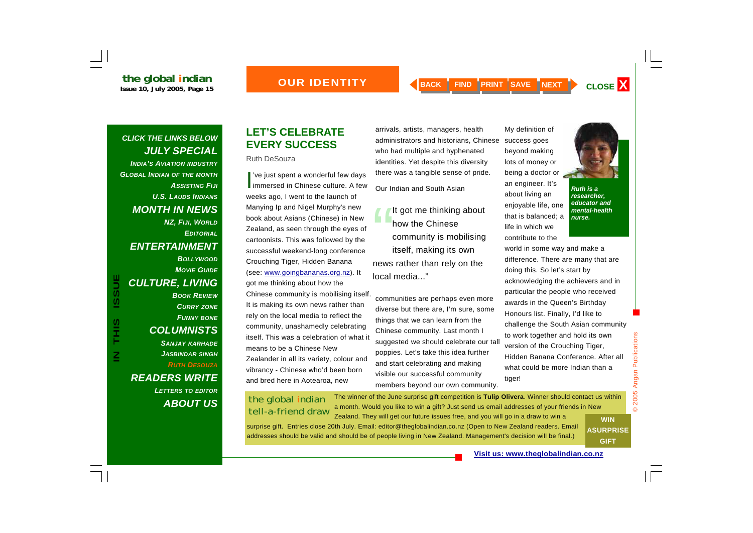## LET'S CELEBRATE EVERY SUCCESS

Ruth DeSouza

I've just spent a wonderful few days immersed in Chinese culture. A few weeks ago, I went to the launch of Manying Ip and Nigel Murphy's new book about Asians (Chinese) in New Zealand, as seen through the eyes of cartoonists. This was followed by the successful weekend-long conference Crouching Tiger, Hidden Banana (see: www.goingbananas.org.nz). It got me thinking about how the Chinese community is mobilising itself. It is making its own news rather than rely on the local media to reflect the community, unashamedly celebrating itself. This was a celebration of what it means to be a Chinese New Zealander in all its variety, colour and vibrancy - Chinese who'd been born and bred here in Aotearoa, new arrivals, artists, managers, health administrators and historians, Chinese who had multiple and hyphenated identities. Yet despite this diversity there was a tangible sense of pride.

> "It got me thinking about how the Chinese community is mobilising itself, making its own news rather than rely on the local media..."

Our Indian and South Asian communities are perhaps even more diverse but there are, I'm sure, some things that we can learn from the Chinese community. Last month I suggested we should celebrate our tall poppies. Let's take this idea further and start celebrating and making visible our successful community members beyond our own community.

*Ruth is a researcher, educator and mental-health nurse.*

My definition of success goes beyond making lots of money or being a doctor or an engineer. It's about living an enjoyable life, one that is balanced; a life in which we contribute to the world in some way and make a difference. There are many that are doing this. So let's start by acknowledging the achievers and in particular the people who received awards in the Queen's Birthday Honours list. Finally, I'd like to challenge the South Asian community to work together and hold its own version of the Crouching Tiger, Hidden Banana Conference. After all what could be more Indian than a tiger!

**the global indian tell-a-friend draw**

The winner of the June surprise gift competition is **Tulip Olivera**. Winner should contact us within a month. Would you like to win a gift? Just send us email addresses of your friends in New Zealand. They will get our future issues free, and you will go in a draw to win a surprise gift. Entries close 20th July. Email: editor@theglobalindian.co.nz (Open to New Zealand readers. Email addresses should be valid and should be of people living in New Zealand. Management's decision will be final.)

**WIN A SURPRISE GIFT**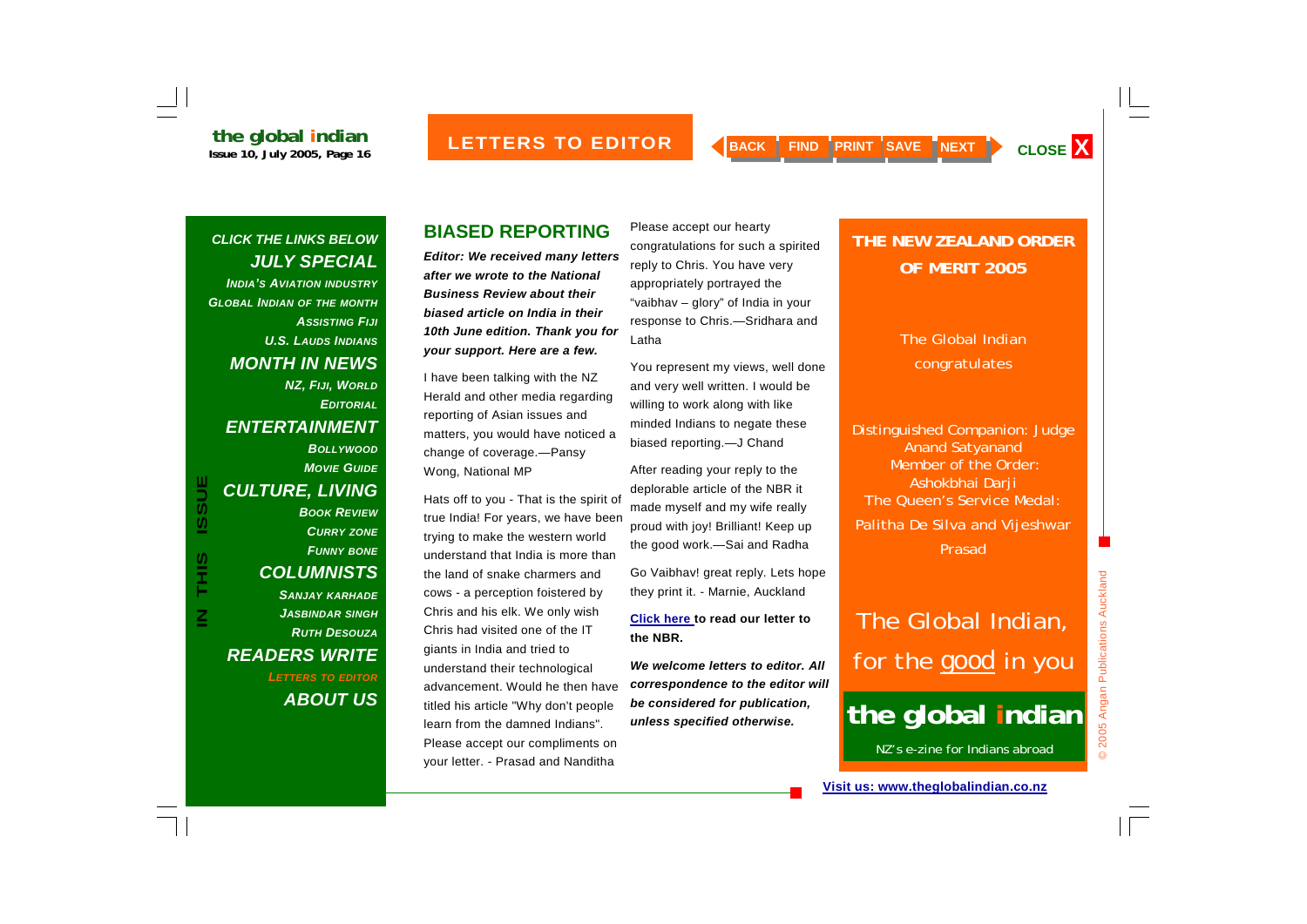## LETTERS TO EDITOR

**CLICK THE LINKS BELOW**

**JULY SPECIAL**
- India's Aviation Industry
- Global Indian of the Month
- Assisting Fiji
- U.S. Lauds Indians

**MONTH IN NEWS**
- NZ, Fiji, World
- Editorial

**ENTERTAINMENT**
- Bollywood
- Movie Guide

**CULTURE, LIVING**
- Book Review
- Curry Zone
- Funny Bone

**COLUMNISTS**
- Sanjay Karhade
- Jasbindar Singh
- Ruth Desouza

**READERS WRITE**
- Letters to Editor

**ABOUT US**

## BIASED REPORTING

***Editor: We received many letters after we wrote to the National Business Review about their biased article on India in their 10th June edition. Thank you for your support. Here are a few.***

I have been talking with the NZ Herald and other media regarding reporting of Asian issues and matters, you would have noticed a change of coverage.—Pansy Wong, National MP

Hats off to you - That is the spirit of true India! For years, we have been trying to make the western world understand that India is more than the land of snake charmers and cows - a perception foistered by Chris and his elk. We only wish Chris had visited one of the IT giants in India and tried to understand their technological advancement. Would he then have titled his article "Why don't people learn from the damned Indians". Please accept our compliments on your letter. - Prasad and Nanditha

Please accept our hearty congratulations for such a spirited reply to Chris. You have very appropriately portrayed the "vaibhav – glory" of India in your response to Chris.—Sridhara and Latha

You represent my views, well done and very well written. I would be willing to work along with like minded Indians to negate these biased reporting.—J Chand

After reading your reply to the deplorable article of the NBR it made myself and my wife really proud with joy! Brilliant! Keep up the good work.—Sai and Radha

Go Vaibhav! great reply. Lets hope they print it. - Marnie, Auckland

**Click here to read our letter to the NBR.**

***We welcome letters to editor. All correspondence to the editor will be considered for publication, unless specified otherwise.***

## THE NEW ZEALAND ORDER OF MERIT 2005

The Global Indian congratulates

Distinguished Companion: Judge Anand Satyanand
Member of the Order: Ashokbhai Darji
The Queen's Service Medal: Palitha De Silva and Vijeshwar Prasad

The Global Indian, for the good in you

**the global indian**

NZ's e-zine for Indians abroad

Visit us: www.theglobalindian.co.nz

© 2005 Angan Publications Auckland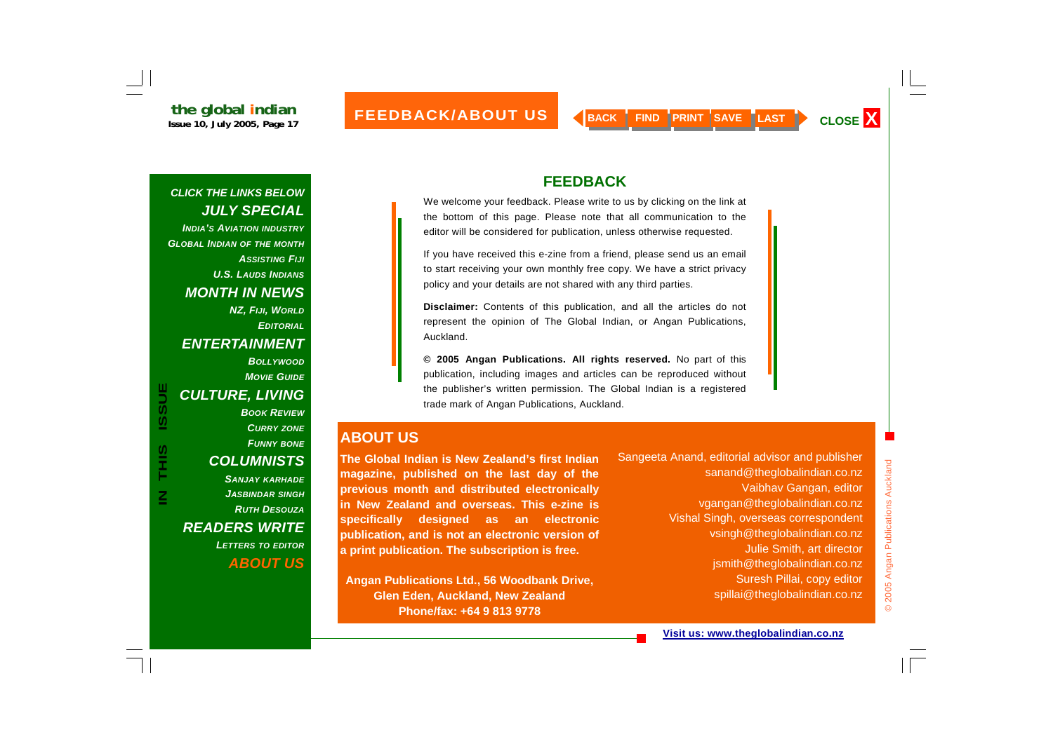# FEEDBACK/ABOUT US

**CLICK THE LINKS BELOW**

***JULY SPECIAL***

*INDIA'S AVIATION INDUSTRY*
*GLOBAL INDIAN OF THE MONTH*
*ASSISTING FIJI*
*U.S. LAUDS INDIANS*

***MONTH IN NEWS***

*NZ, FIJI, WORLD*
*EDITORIAL*

***ENTERTAINMENT***

*BOLLYWOOD*
*MOVIE GUIDE*

***CULTURE, LIVING***

*BOOK REVIEW*
*CURRY ZONE*
*FUNNY BONE*

***COLUMNISTS***

*SANJAY KARHADE*
*JASBINDAR SINGH*
*RUTH DESOUZA*

***READERS WRITE***

*LETTERS TO EDITOR*

***ABOUT US***

## FEEDBACK

We welcome your feedback. Please write to us by clicking on the link at the bottom of this page. Please note that all communication to the editor will be considered for publication, unless otherwise requested.

If you have received this e-zine from a friend, please send us an email to start receiving your own monthly free copy. We have a strict privacy policy and your details are not shared with any third parties.

**Disclaimer:** Contents of this publication, and all the articles do not represent the opinion of The Global Indian, or Angan Publications, Auckland.

**© 2005 Angan Publications. All rights reserved.** No part of this publication, including images and articles can be reproduced without the publisher's written permission. The Global Indian is a registered trade mark of Angan Publications, Auckland.

## ABOUT US

**The Global Indian is New Zealand's first Indian magazine, published on the last day of the previous month and distributed electronically in New Zealand and overseas. This e-zine is specifically designed as an electronic publication, and is not an electronic version of a print publication. The subscription is free.**

**Angan Publications Ltd., 56 Woodbank Drive, Glen Eden, Auckland, New Zealand**
**Phone/fax: +64 9 813 9778**

Sangeeta Anand, editorial advisor and publisher
sanand@theglobalindian.co.nz
Vaibhav Gangan, editor
vgangan@theglobalindian.co.nz
Vishal Singh, overseas correspondent
vsingh@theglobalindian.co.nz
Julie Smith, art director
jsmith@theglobalindian.co.nz
Suresh Pillai, copy editor
spillai@theglobalindian.co.nz

**Visit us: www.theglobalindian.co.nz**